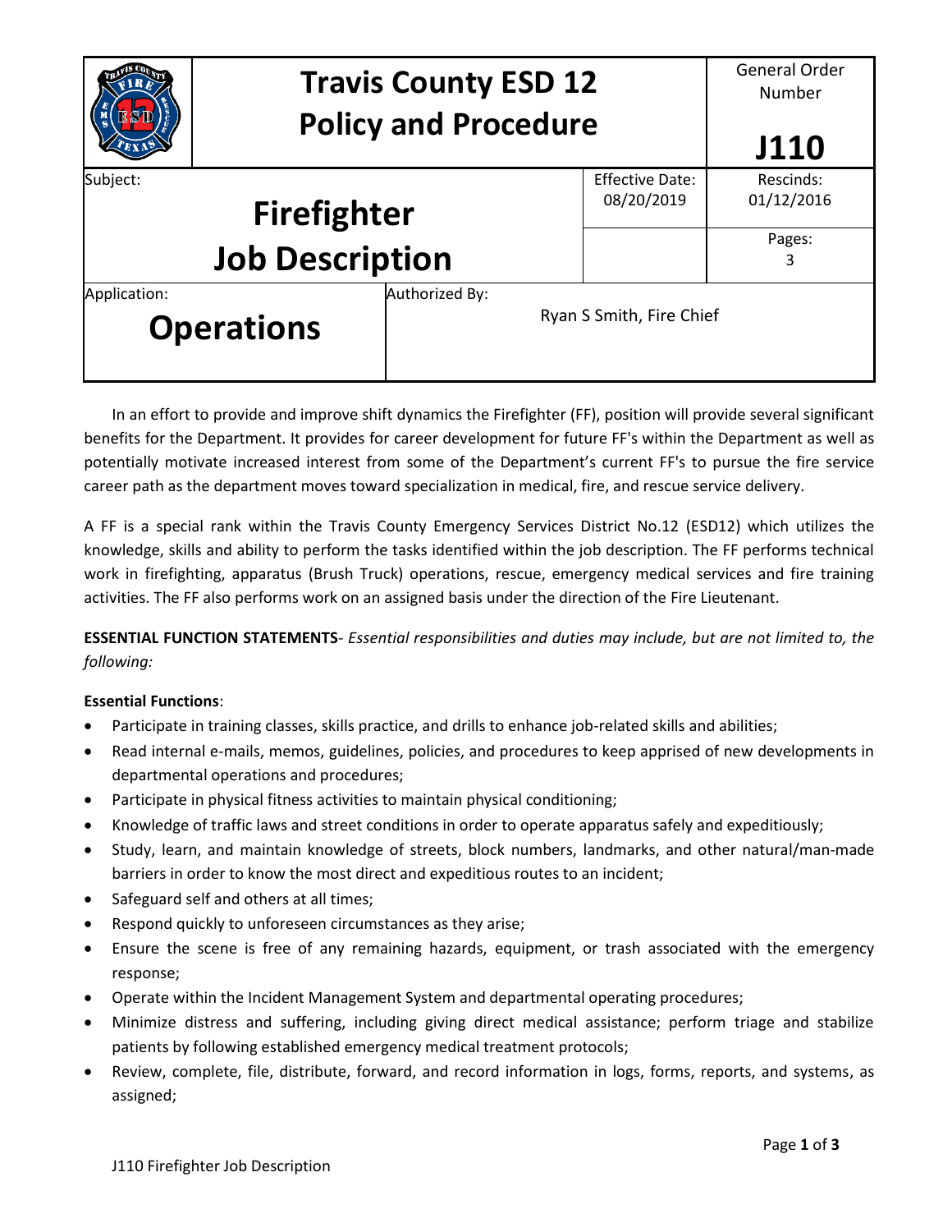| | **Travis County ESD 12 Policy and Procedure** | | General Order Number **J110** |
|---|---|---|---|
| Subject: **Firefighter Job Description** | | Effective Date: 08/20/2019 | Rescinds: 01/12/2016 |
| | | | Pages: 3 |
| Application: **Operations** | Authorized By: Ryan S Smith, Fire Chief | | |

In an effort to provide and improve shift dynamics the Firefighter (FF), position will provide several significant benefits for the Department. It provides for career development for future FF's within the Department as well as potentially motivate increased interest from some of the Department's current FF's to pursue the fire service career path as the department moves toward specialization in medical, fire, and rescue service delivery.

A FF is a special rank within the Travis County Emergency Services District No.12 (ESD12) which utilizes the knowledge, skills and ability to perform the tasks identified within the job description. The FF performs technical work in firefighting, apparatus (Brush Truck) operations, rescue, emergency medical services and fire training activities. The FF also performs work on an assigned basis under the direction of the Fire Lieutenant.

**ESSENTIAL FUNCTION STATEMENTS**- *Essential responsibilities and duties may include, but are not limited to, the following:*

**Essential Functions**:

- Participate in training classes, skills practice, and drills to enhance job-related skills and abilities;
- Read internal e-mails, memos, guidelines, policies, and procedures to keep apprised of new developments in departmental operations and procedures;
- Participate in physical fitness activities to maintain physical conditioning;
- Knowledge of traffic laws and street conditions in order to operate apparatus safely and expeditiously;
- Study, learn, and maintain knowledge of streets, block numbers, landmarks, and other natural/man-made barriers in order to know the most direct and expeditious routes to an incident;
- Safeguard self and others at all times;
- Respond quickly to unforeseen circumstances as they arise;
- Ensure the scene is free of any remaining hazards, equipment, or trash associated with the emergency response;
- Operate within the Incident Management System and departmental operating procedures;
- Minimize distress and suffering, including giving direct medical assistance; perform triage and stabilize patients by following established emergency medical treatment protocols;
- Review, complete, file, distribute, forward, and record information in logs, forms, reports, and systems, as assigned;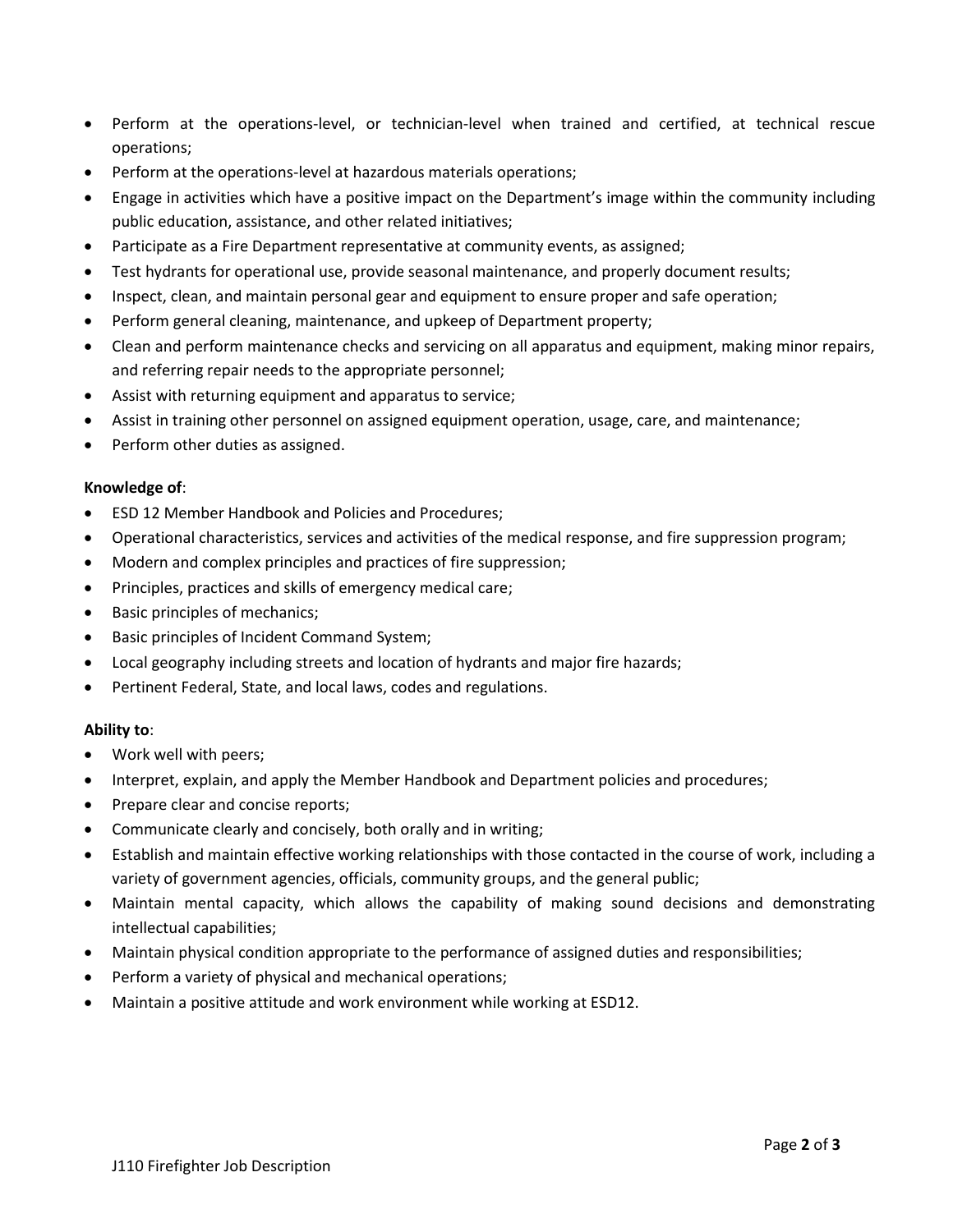- Perform at the operations-level, or technician-level when trained and certified, at technical rescue operations;
- Perform at the operations-level at hazardous materials operations;
- Engage in activities which have a positive impact on the Department's image within the community including public education, assistance, and other related initiatives;
- Participate as a Fire Department representative at community events, as assigned;
- Test hydrants for operational use, provide seasonal maintenance, and properly document results;
- Inspect, clean, and maintain personal gear and equipment to ensure proper and safe operation;
- Perform general cleaning, maintenance, and upkeep of Department property;
- Clean and perform maintenance checks and servicing on all apparatus and equipment, making minor repairs, and referring repair needs to the appropriate personnel;
- Assist with returning equipment and apparatus to service;
- Assist in training other personnel on assigned equipment operation, usage, care, and maintenance;
- Perform other duties as assigned.

**Knowledge of**:

- ESD 12 Member Handbook and Policies and Procedures;
- Operational characteristics, services and activities of the medical response, and fire suppression program;
- Modern and complex principles and practices of fire suppression;
- Principles, practices and skills of emergency medical care;
- Basic principles of mechanics;
- Basic principles of Incident Command System;
- Local geography including streets and location of hydrants and major fire hazards;
- Pertinent Federal, State, and local laws, codes and regulations.

**Ability to**:

- Work well with peers;
- Interpret, explain, and apply the Member Handbook and Department policies and procedures;
- Prepare clear and concise reports;
- Communicate clearly and concisely, both orally and in writing;
- Establish and maintain effective working relationships with those contacted in the course of work, including a variety of government agencies, officials, community groups, and the general public;
- Maintain mental capacity, which allows the capability of making sound decisions and demonstrating intellectual capabilities;
- Maintain physical condition appropriate to the performance of assigned duties and responsibilities;
- Perform a variety of physical and mechanical operations;
- Maintain a positive attitude and work environment while working at ESD12.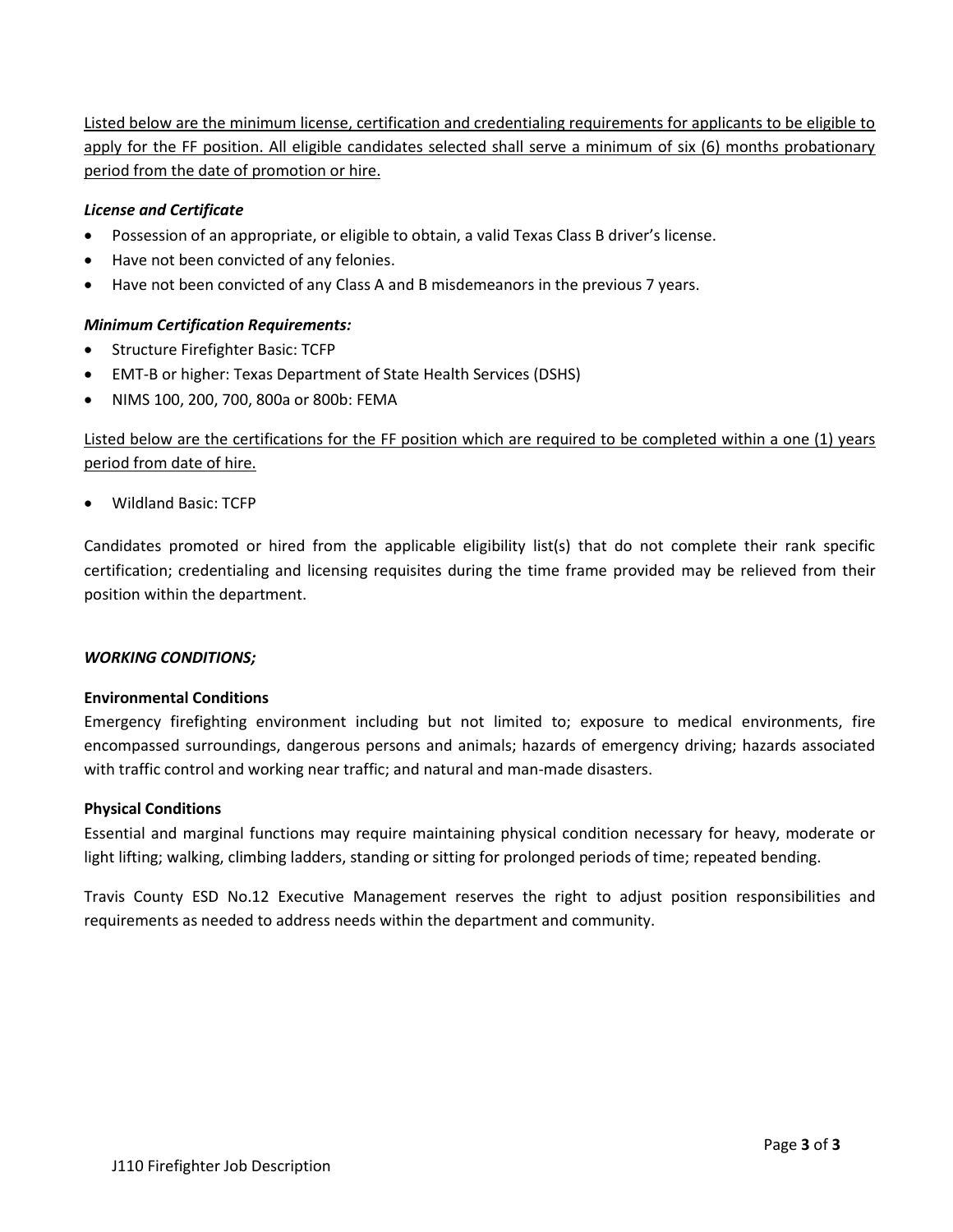Listed below are the minimum license, certification and credentialing requirements for applicants to be eligible to apply for the FF position. All eligible candidates selected shall serve a minimum of six (6) months probationary period from the date of promotion or hire.

***License and Certificate***

- Possession of an appropriate, or eligible to obtain, a valid Texas Class B driver's license.
- Have not been convicted of any felonies.
- Have not been convicted of any Class A and B misdemeanors in the previous 7 years.

***Minimum Certification Requirements:***

- Structure Firefighter Basic: TCFP
- EMT-B or higher: Texas Department of State Health Services (DSHS)
- NIMS 100, 200, 700, 800a or 800b: FEMA

Listed below are the certifications for the FF position which are required to be completed within a one (1) years period from date of hire.

- Wildland Basic: TCFP

Candidates promoted or hired from the applicable eligibility list(s) that do not complete their rank specific certification; credentialing and licensing requisites during the time frame provided may be relieved from their position within the department.

***WORKING CONDITIONS;***

**Environmental Conditions**

Emergency firefighting environment including but not limited to; exposure to medical environments, fire encompassed surroundings, dangerous persons and animals; hazards of emergency driving; hazards associated with traffic control and working near traffic; and natural and man-made disasters.

**Physical Conditions**

Essential and marginal functions may require maintaining physical condition necessary for heavy, moderate or light lifting; walking, climbing ladders, standing or sitting for prolonged periods of time; repeated bending.

Travis County ESD No.12 Executive Management reserves the right to adjust position responsibilities and requirements as needed to address needs within the department and community.